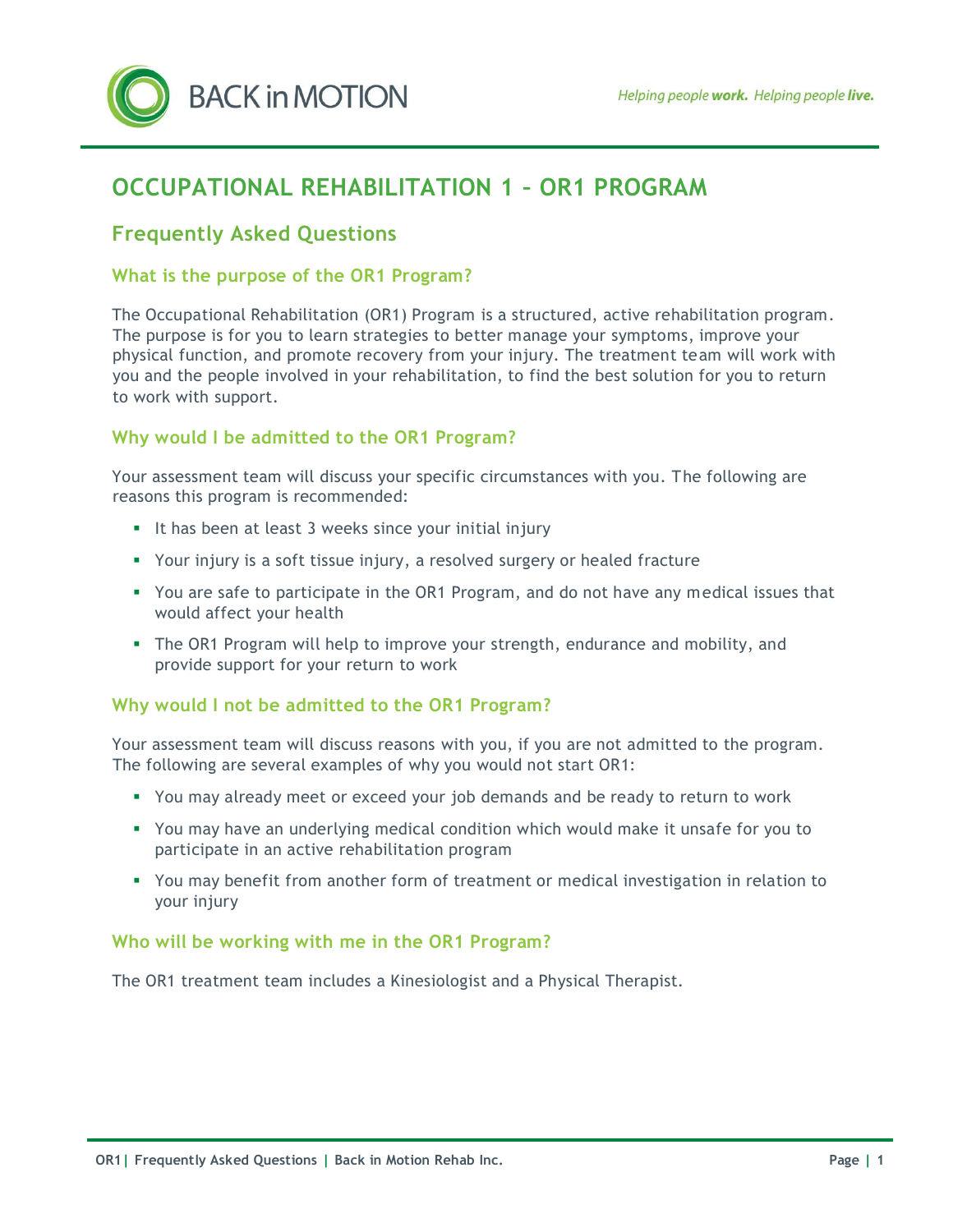# OCCUPATIONAL REHABILITATION 1 – OR1 PROGRAM

## Frequently Asked Questions

### What is the purpose of the OR1 Program?

The Occupational Rehabilitation (OR1) Program is a structured, active rehabilitation program. The purpose is for you to learn strategies to better manage your symptoms, improve your physical function, and promote recovery from your injury. The treatment team will work with you and the people involved in your rehabilitation, to find the best solution for you to return to work with support.

### Why would I be admitted to the OR1 Program?

Your assessment team will discuss your specific circumstances with you. The following are reasons this program is recommended:

- It has been at least 3 weeks since your initial injury
- Your injury is a soft tissue injury, a resolved surgery or healed fracture
- You are safe to participate in the OR1 Program, and do not have any medical issues that would affect your health
- The OR1 Program will help to improve your strength, endurance and mobility, and provide support for your return to work

### Why would I not be admitted to the OR1 Program?

Your assessment team will discuss reasons with you, if you are not admitted to the program. The following are several examples of why you would not start OR1:

- You may already meet or exceed your job demands and be ready to return to work
- You may have an underlying medical condition which would make it unsafe for you to participate in an active rehabilitation program
- You may benefit from another form of treatment or medical investigation in relation to your injury

### Who will be working with me in the OR1 Program?

The OR1 treatment team includes a Kinesiologist and a Physical Therapist.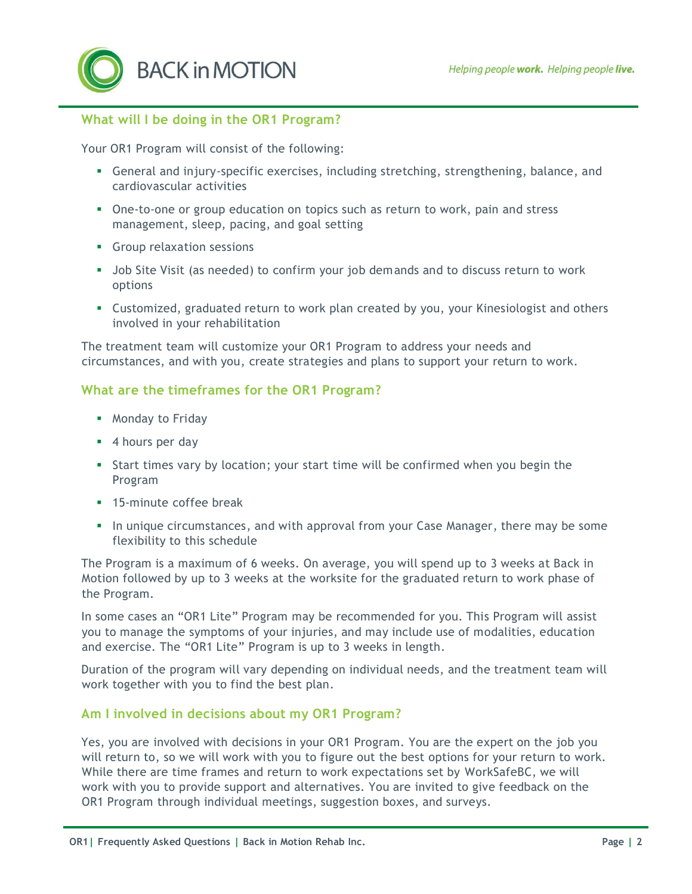## What will I be doing in the OR1 Program?

Your OR1 Program will consist of the following:

- General and injury-specific exercises, including stretching, strengthening, balance, and cardiovascular activities
- One-to-one or group education on topics such as return to work, pain and stress management, sleep, pacing, and goal setting
- Group relaxation sessions
- Job Site Visit (as needed) to confirm your job demands and to discuss return to work options
- Customized, graduated return to work plan created by you, your Kinesiologist and others involved in your rehabilitation

The treatment team will customize your OR1 Program to address your needs and circumstances, and with you, create strategies and plans to support your return to work.

## What are the timeframes for the OR1 Program?

- Monday to Friday
- 4 hours per day
- Start times vary by location; your start time will be confirmed when you begin the Program
- 15-minute coffee break
- In unique circumstances, and with approval from your Case Manager, there may be some flexibility to this schedule

The Program is a maximum of 6 weeks. On average, you will spend up to 3 weeks at Back in Motion followed by up to 3 weeks at the worksite for the graduated return to work phase of the Program.

In some cases an “OR1 Lite” Program may be recommended for you. This Program will assist you to manage the symptoms of your injuries, and may include use of modalities, education and exercise. The “OR1 Lite” Program is up to 3 weeks in length.

Duration of the program will vary depending on individual needs, and the treatment team will work together with you to find the best plan.

## Am I involved in decisions about my OR1 Program?

Yes, you are involved with decisions in your OR1 Program. You are the expert on the job you will return to, so we will work with you to figure out the best options for your return to work. While there are time frames and return to work expectations set by WorkSafeBC, we will work with you to provide support and alternatives. You are invited to give feedback on the OR1 Program through individual meetings, suggestion boxes, and surveys.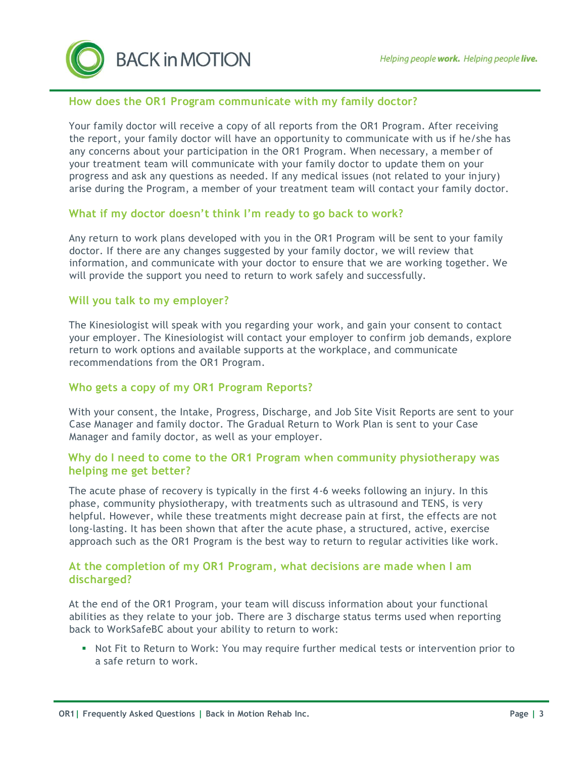## How does the OR1 Program communicate with my family doctor?

Your family doctor will receive a copy of all reports from the OR1 Program. After receiving the report, your family doctor will have an opportunity to communicate with us if he/she has any concerns about your participation in the OR1 Program. When necessary, a member of your treatment team will communicate with your family doctor to update them on your progress and ask any questions as needed. If any medical issues (not related to your injury) arise during the Program, a member of your treatment team will contact your family doctor.

## What if my doctor doesn't think I'm ready to go back to work?

Any return to work plans developed with you in the OR1 Program will be sent to your family doctor. If there are any changes suggested by your family doctor, we will review that information, and communicate with your doctor to ensure that we are working together. We will provide the support you need to return to work safely and successfully.

## Will you talk to my employer?

The Kinesiologist will speak with you regarding your work, and gain your consent to contact your employer. The Kinesiologist will contact your employer to confirm job demands, explore return to work options and available supports at the workplace, and communicate recommendations from the OR1 Program.

## Who gets a copy of my OR1 Program Reports?

With your consent, the Intake, Progress, Discharge, and Job Site Visit Reports are sent to your Case Manager and family doctor. The Gradual Return to Work Plan is sent to your Case Manager and family doctor, as well as your employer.

## Why do I need to come to the OR1 Program when community physiotherapy was helping me get better?

The acute phase of recovery is typically in the first 4-6 weeks following an injury. In this phase, community physiotherapy, with treatments such as ultrasound and TENS, is very helpful. However, while these treatments might decrease pain at first, the effects are not long-lasting. It has been shown that after the acute phase, a structured, active, exercise approach such as the OR1 Program is the best way to return to regular activities like work.

## At the completion of my OR1 Program, what decisions are made when I am discharged?

At the end of the OR1 Program, your team will discuss information about your functional abilities as they relate to your job. There are 3 discharge status terms used when reporting back to WorkSafeBC about your ability to return to work:

- Not Fit to Return to Work: You may require further medical tests or intervention prior to a safe return to work.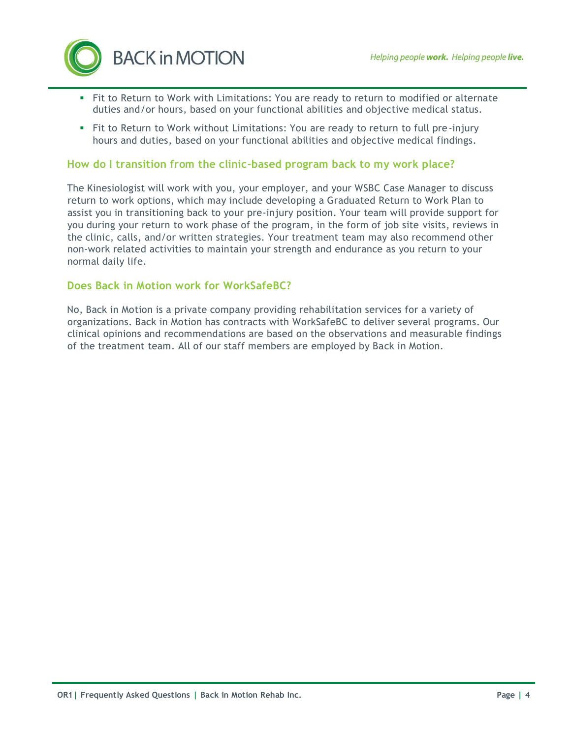- Fit to Return to Work with Limitations: You are ready to return to modified or alternate duties and/or hours, based on your functional abilities and objective medical status.
- Fit to Return to Work without Limitations: You are ready to return to full pre-injury hours and duties, based on your functional abilities and objective medical findings.

### How do I transition from the clinic-based program back to my work place?

The Kinesiologist will work with you, your employer, and your WSBC Case Manager to discuss return to work options, which may include developing a Graduated Return to Work Plan to assist you in transitioning back to your pre-injury position. Your team will provide support for you during your return to work phase of the program, in the form of job site visits, reviews in the clinic, calls, and/or written strategies. Your treatment team may also recommend other non-work related activities to maintain your strength and endurance as you return to your normal daily life.

### Does Back in Motion work for WorkSafeBC?

No, Back in Motion is a private company providing rehabilitation services for a variety of organizations. Back in Motion has contracts with WorkSafeBC to deliver several programs. Our clinical opinions and recommendations are based on the observations and measurable findings of the treatment team. All of our staff members are employed by Back in Motion.